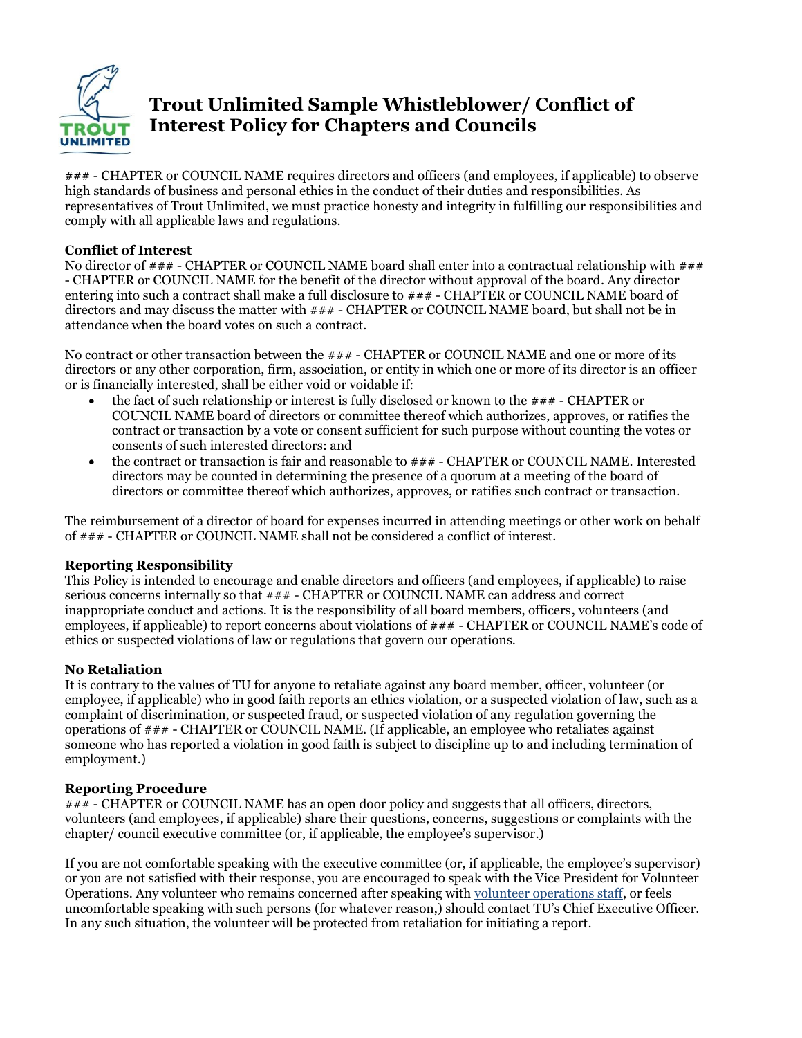# Trout Unlimited Sample Whistleblower/ Conflict of Interest Policy for Chapters and Councils

### - CHAPTER or COUNCIL NAME requires directors and officers (and employees, if applicable) to observe high standards of business and personal ethics in the conduct of their duties and responsibilities. As representatives of Trout Unlimited, we must practice honesty and integrity in fulfilling our responsibilities and comply with all applicable laws and regulations.

**Conflict of Interest**

No director of ### - CHAPTER or COUNCIL NAME board shall enter into a contractual relationship with ### - CHAPTER or COUNCIL NAME for the benefit of the director without approval of the board. Any director entering into such a contract shall make a full disclosure to ### - CHAPTER or COUNCIL NAME board of directors and may discuss the matter with ### - CHAPTER or COUNCIL NAME board, but shall not be in attendance when the board votes on such a contract.

No contract or other transaction between the ### - CHAPTER or COUNCIL NAME and one or more of its directors or any other corporation, firm, association, or entity in which one or more of its director is an officer or is financially interested, shall be either void or voidable if:

- the fact of such relationship or interest is fully disclosed or known to the ### - CHAPTER or COUNCIL NAME board of directors or committee thereof which authorizes, approves, or ratifies the contract or transaction by a vote or consent sufficient for such purpose without counting the votes or consents of such interested directors: and
- the contract or transaction is fair and reasonable to ### - CHAPTER or COUNCIL NAME. Interested directors may be counted in determining the presence of a quorum at a meeting of the board of directors or committee thereof which authorizes, approves, or ratifies such contract or transaction.

The reimbursement of a director of board for expenses incurred in attending meetings or other work on behalf of ### - CHAPTER or COUNCIL NAME shall not be considered a conflict of interest.

**Reporting Responsibility**

This Policy is intended to encourage and enable directors and officers (and employees, if applicable) to raise serious concerns internally so that ### - CHAPTER or COUNCIL NAME can address and correct inappropriate conduct and actions. It is the responsibility of all board members, officers, volunteers (and employees, if applicable) to report concerns about violations of ### - CHAPTER or COUNCIL NAME's code of ethics or suspected violations of law or regulations that govern our operations.

**No Retaliation**

It is contrary to the values of TU for anyone to retaliate against any board member, officer, volunteer (or employee, if applicable) who in good faith reports an ethics violation, or a suspected violation of law, such as a complaint of discrimination, or suspected fraud, or suspected violation of any regulation governing the operations of ### - CHAPTER or COUNCIL NAME. (If applicable, an employee who retaliates against someone who has reported a violation in good faith is subject to discipline up to and including termination of employment.)

**Reporting Procedure**

### - CHAPTER or COUNCIL NAME has an open door policy and suggests that all officers, directors, volunteers (and employees, if applicable) share their questions, concerns, suggestions or complaints with the chapter/ council executive committee (or, if applicable, the employee's supervisor.)

If you are not comfortable speaking with the executive committee (or, if applicable, the employee's supervisor) or you are not satisfied with their response, you are encouraged to speak with the Vice President for Volunteer Operations. Any volunteer who remains concerned after speaking with volunteer operations staff, or feels uncomfortable speaking with such persons (for whatever reason,) should contact TU's Chief Executive Officer. In any such situation, the volunteer will be protected from retaliation for initiating a report.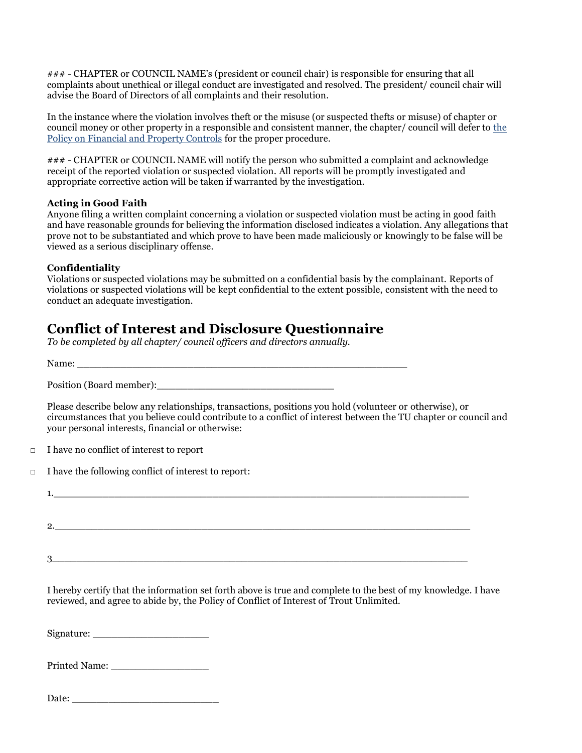### - CHAPTER or COUNCIL NAME's (president or council chair) is responsible for ensuring that all complaints about unethical or illegal conduct are investigated and resolved. The president/ council chair will advise the Board of Directors of all complaints and their resolution.

In the instance where the violation involves theft or the misuse (or suspected thefts or misuse) of chapter or council money or other property in a responsible and consistent manner, the chapter/ council will defer to the Policy on Financial and Property Controls for the proper procedure.

### - CHAPTER or COUNCIL NAME will notify the person who submitted a complaint and acknowledge receipt of the reported violation or suspected violation. All reports will be promptly investigated and appropriate corrective action will be taken if warranted by the investigation.

**Acting in Good Faith**
Anyone filing a written complaint concerning a violation or suspected violation must be acting in good faith and have reasonable grounds for believing the information disclosed indicates a violation. Any allegations that prove not to be substantiated and which prove to have been made maliciously or knowingly to be false will be viewed as a serious disciplinary offense.

**Confidentiality**
Violations or suspected violations may be submitted on a confidential basis by the complainant. Reports of violations or suspected violations will be kept confidential to the extent possible, consistent with the need to conduct an adequate investigation.

## Conflict of Interest and Disclosure Questionnaire

*To be completed by all chapter/ council officers and directors annually.*

Name: ___________________________________________________________

Position (Board member):_______________________________

Please describe below any relationships, transactions, positions you hold (volunteer or otherwise), or circumstances that you believe could contribute to a conflict of interest between the TU chapter or council and your personal interests, financial or otherwise:

- ☐ I have no conflict of interest to report
- ☐ I have the following conflict of interest to report:

1.___________________________________________________________________________

2.___________________________________________________________________________

3___________________________________________________________________________

I hereby certify that the information set forth above is true and complete to the best of my knowledge. I have reviewed, and agree to abide by, the Policy of Conflict of Interest of Trout Unlimited.

Signature: ____________________

Printed Name: _________________

Date: __________________________